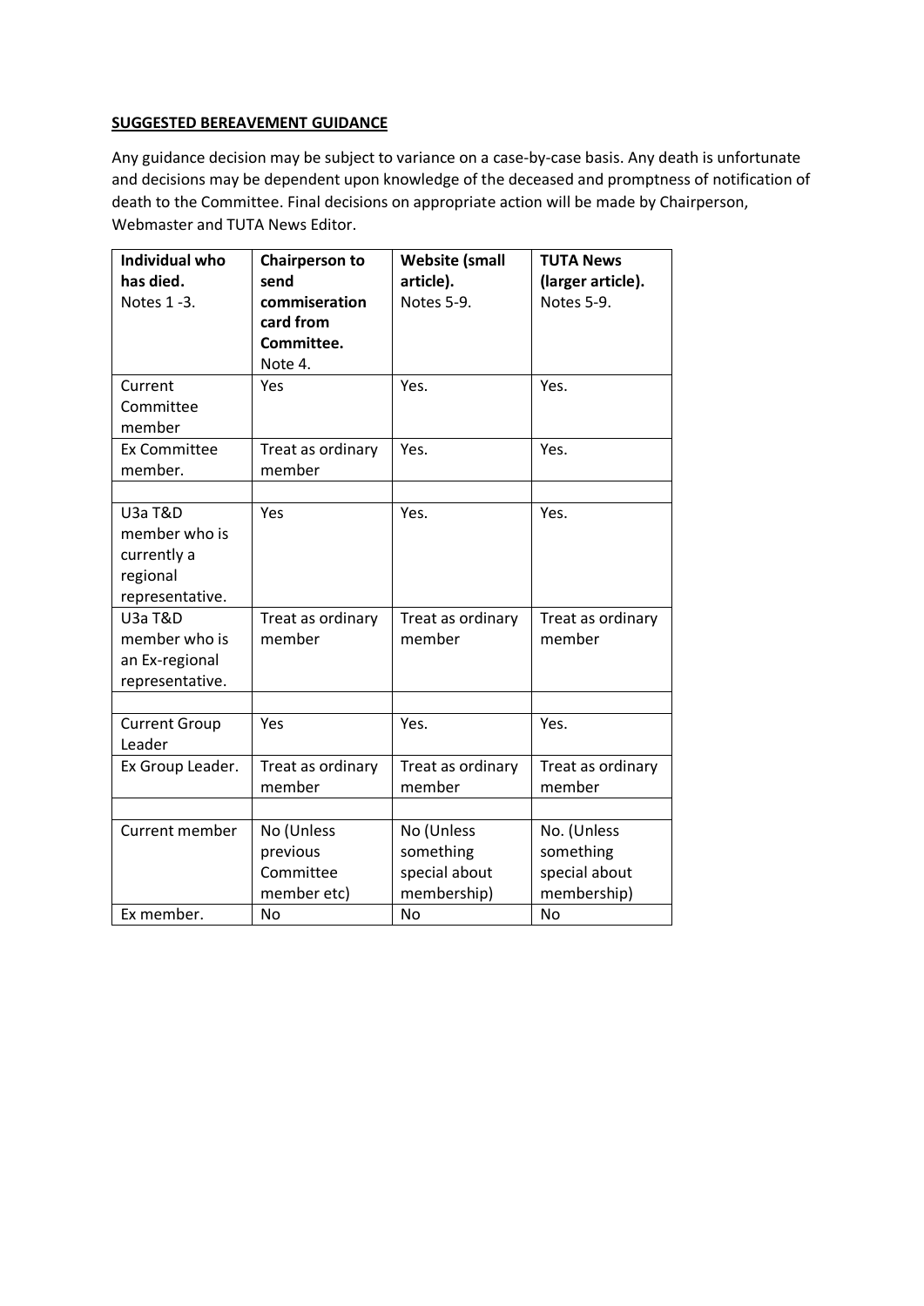**SUGGESTED BEREAVEMENT GUIDANCE**

Any guidance decision may be subject to variance on a case-by-case basis. Any death is unfortunate and decisions may be dependent upon knowledge of the deceased and promptness of notification of death to the Committee. Final decisions on appropriate action will be made by Chairperson, Webmaster and TUTA News Editor.

| **Individual who has died.** Notes 1 -3. | **Chairperson to send commiseration card from Committee.** Note 4. | **Website (small article).** Notes 5-9. | **TUTA News (larger article).** Notes 5-9. |
|---|---|---|---|
| Current Committee member | Yes | Yes. | Yes. |
| Ex Committee member. | Treat as ordinary member | Yes. | Yes. |
| | | | |
| U3a T&D member who is currently a regional representative. | Yes | Yes. | Yes. |
| U3a T&D member who is an Ex-regional representative. | Treat as ordinary member | Treat as ordinary member | Treat as ordinary member |
| | | | |
| Current Group Leader | Yes | Yes. | Yes. |
| Ex Group Leader. | Treat as ordinary member | Treat as ordinary member | Treat as ordinary member |
| | | | |
| Current member | No (Unless previous Committee member etc) | No (Unless something special about membership) | No. (Unless something special about membership) |
| Ex member. | No | No | No |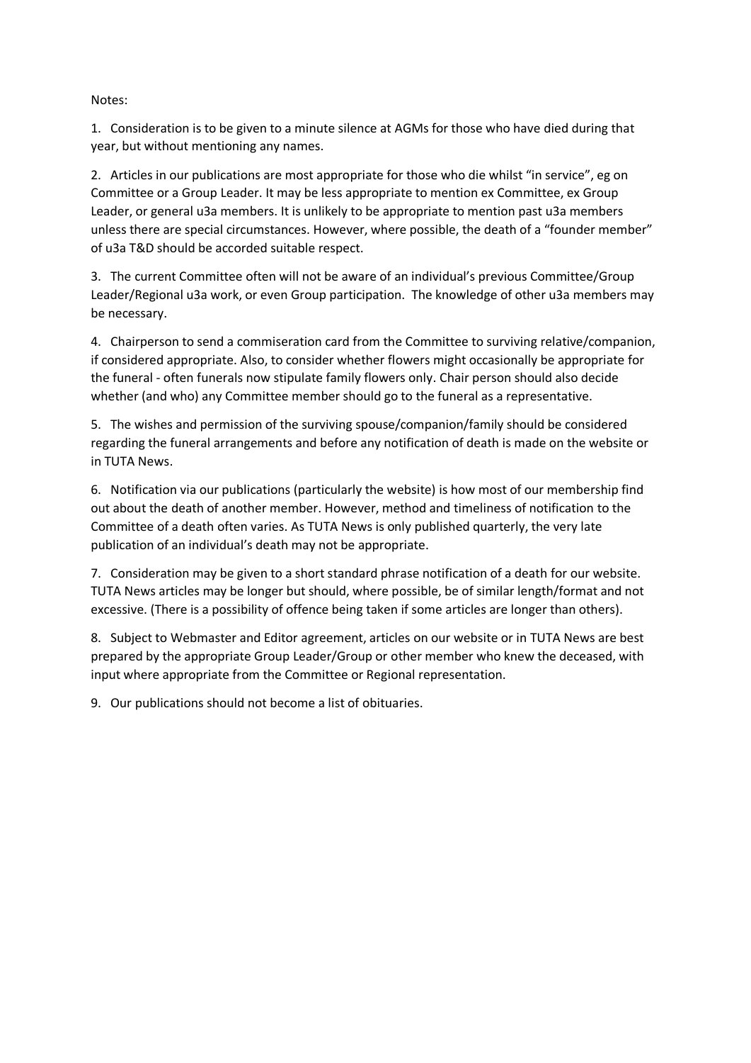Notes:

1. Consideration is to be given to a minute silence at AGMs for those who have died during that year, but without mentioning any names.

2. Articles in our publications are most appropriate for those who die whilst "in service", eg on Committee or a Group Leader. It may be less appropriate to mention ex Committee, ex Group Leader, or general u3a members. It is unlikely to be appropriate to mention past u3a members unless there are special circumstances. However, where possible, the death of a "founder member" of u3a T&D should be accorded suitable respect.

3. The current Committee often will not be aware of an individual's previous Committee/Group Leader/Regional u3a work, or even Group participation. The knowledge of other u3a members may be necessary.

4. Chairperson to send a commiseration card from the Committee to surviving relative/companion, if considered appropriate. Also, to consider whether flowers might occasionally be appropriate for the funeral - often funerals now stipulate family flowers only. Chair person should also decide whether (and who) any Committee member should go to the funeral as a representative.

5. The wishes and permission of the surviving spouse/companion/family should be considered regarding the funeral arrangements and before any notification of death is made on the website or in TUTA News.

6. Notification via our publications (particularly the website) is how most of our membership find out about the death of another member. However, method and timeliness of notification to the Committee of a death often varies. As TUTA News is only published quarterly, the very late publication of an individual's death may not be appropriate.

7. Consideration may be given to a short standard phrase notification of a death for our website. TUTA News articles may be longer but should, where possible, be of similar length/format and not excessive. (There is a possibility of offence being taken if some articles are longer than others).

8. Subject to Webmaster and Editor agreement, articles on our website or in TUTA News are best prepared by the appropriate Group Leader/Group or other member who knew the deceased, with input where appropriate from the Committee or Regional representation.

9. Our publications should not become a list of obituaries.